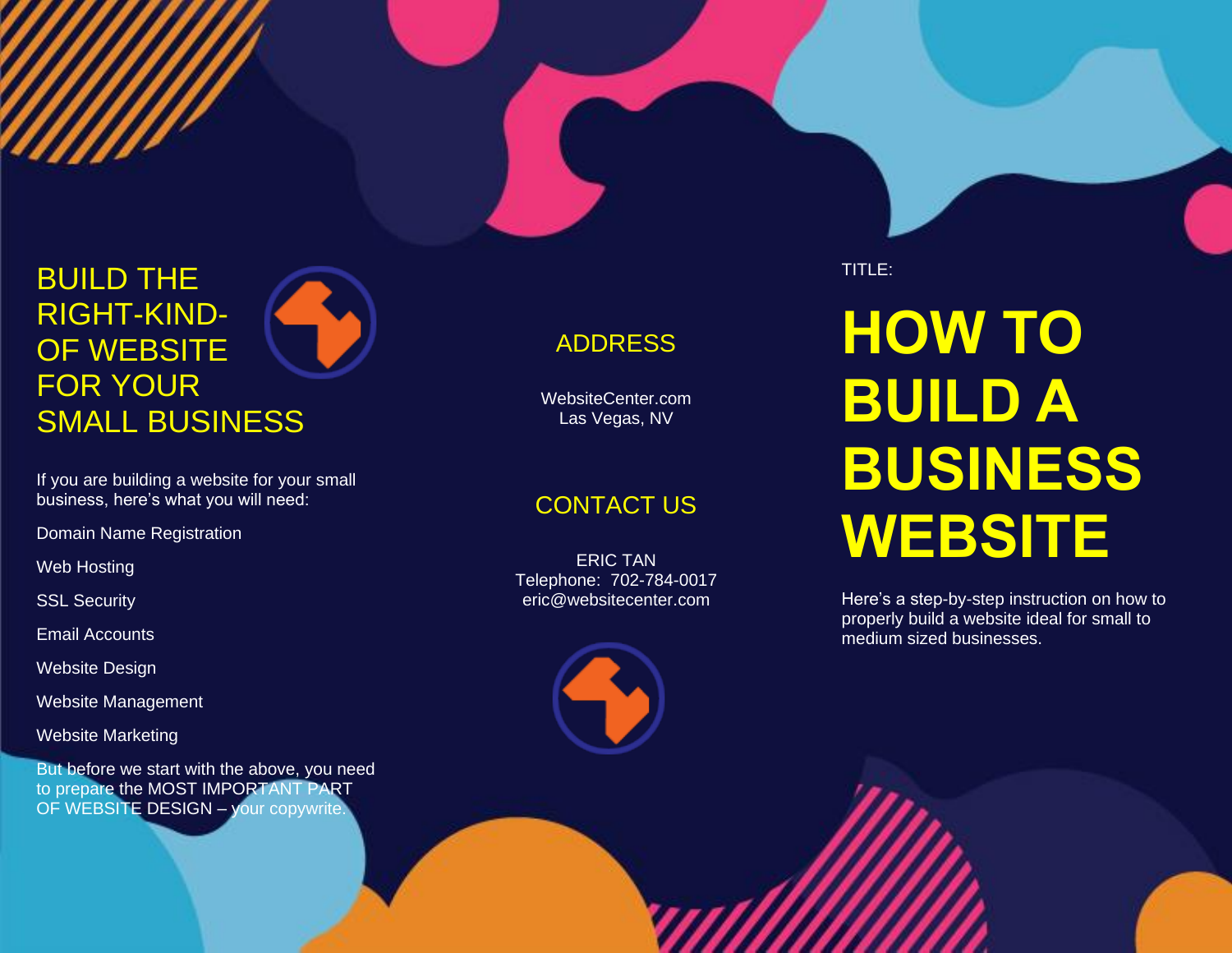## BUILD THE RIGHT-KIND-OF WEBSITE FOR YOUR SMALL BUSINESS

If you are building a website for your small business, here's what you will need:

Domain Name Registration

Web Hosting

SSL Security

Email Accounts

Website Design

Website Management

Website Marketing

But before we start with the above, you need to prepare the MOST IMPORTANT PART OF WEBSITE DESIGN – your copywrite.

## ADDRESS

WebsiteCenter.com
Las Vegas, NV

## CONTACT US

ERIC TAN
Telephone: 702-784-0017
eric@websitecenter.com

TITLE:

# HOW TO BUILD A BUSINESS WEBSITE

Here's a step-by-step instruction on how to properly build a website ideal for small to medium sized businesses.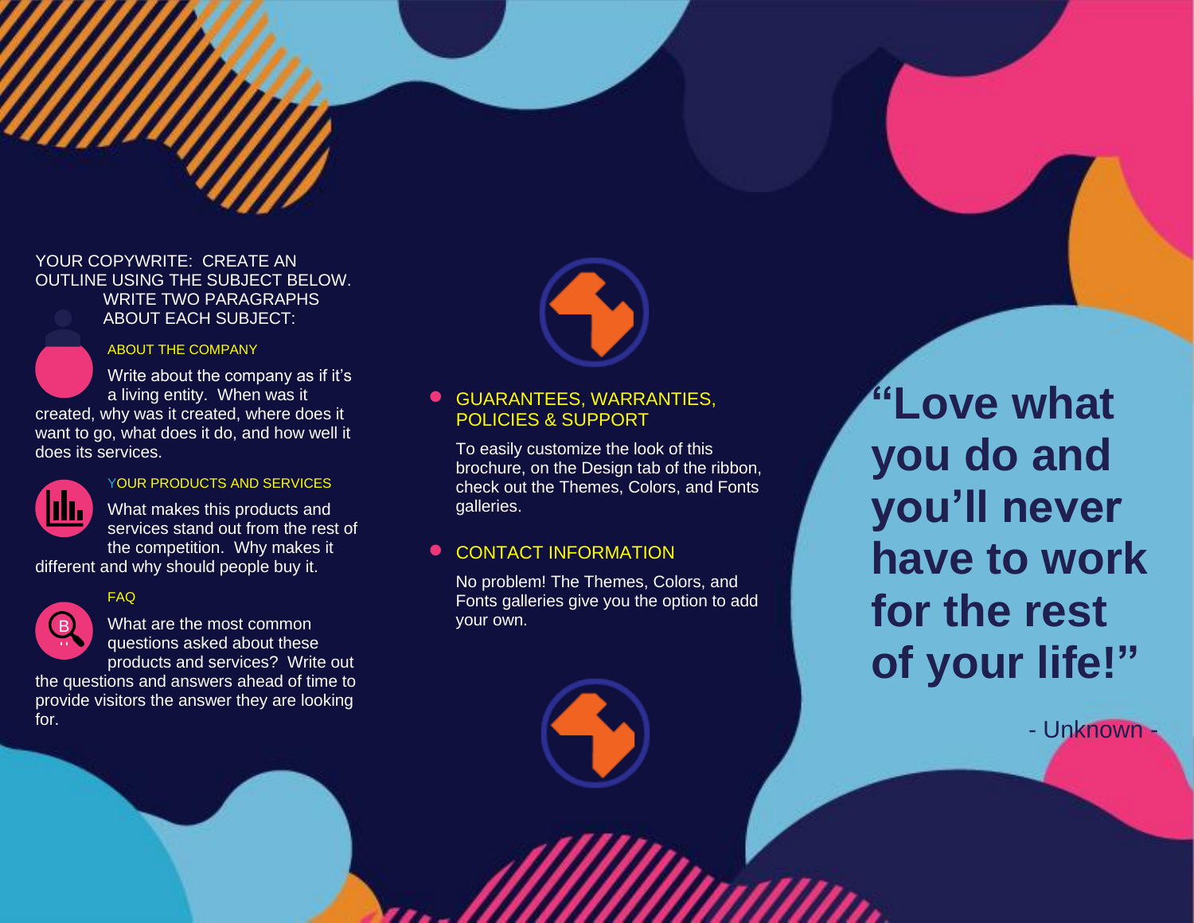YOUR COPYWRITE: CREATE AN OUTLINE USING THE SUBJECT BELOW. WRITE TWO PARAGRAPHS ABOUT EACH SUBJECT:

### ABOUT THE COMPANY

Write about the company as if it's a living entity. When was it created, why was it created, where does it want to go, what does it do, and how well it does its services.

### YOUR PRODUCTS AND SERVICES

What makes this products and services stand out from the rest of the competition. Why makes it different and why should people buy it.

### FAQ

What are the most common questions asked about these products and services? Write out the questions and answers ahead of time to provide visitors the answer they are looking for.

- ### GUARANTEES, WARRANTIES, POLICIES & SUPPORT

To easily customize the look of this brochure, on the Design tab of the ribbon, check out the Themes, Colors, and Fonts galleries.

- ### CONTACT INFORMATION

No problem! The Themes, Colors, and Fonts galleries give you the option to add your own.

## "Love what you do and you'll never have to work for the rest of your life!"

- Unknown -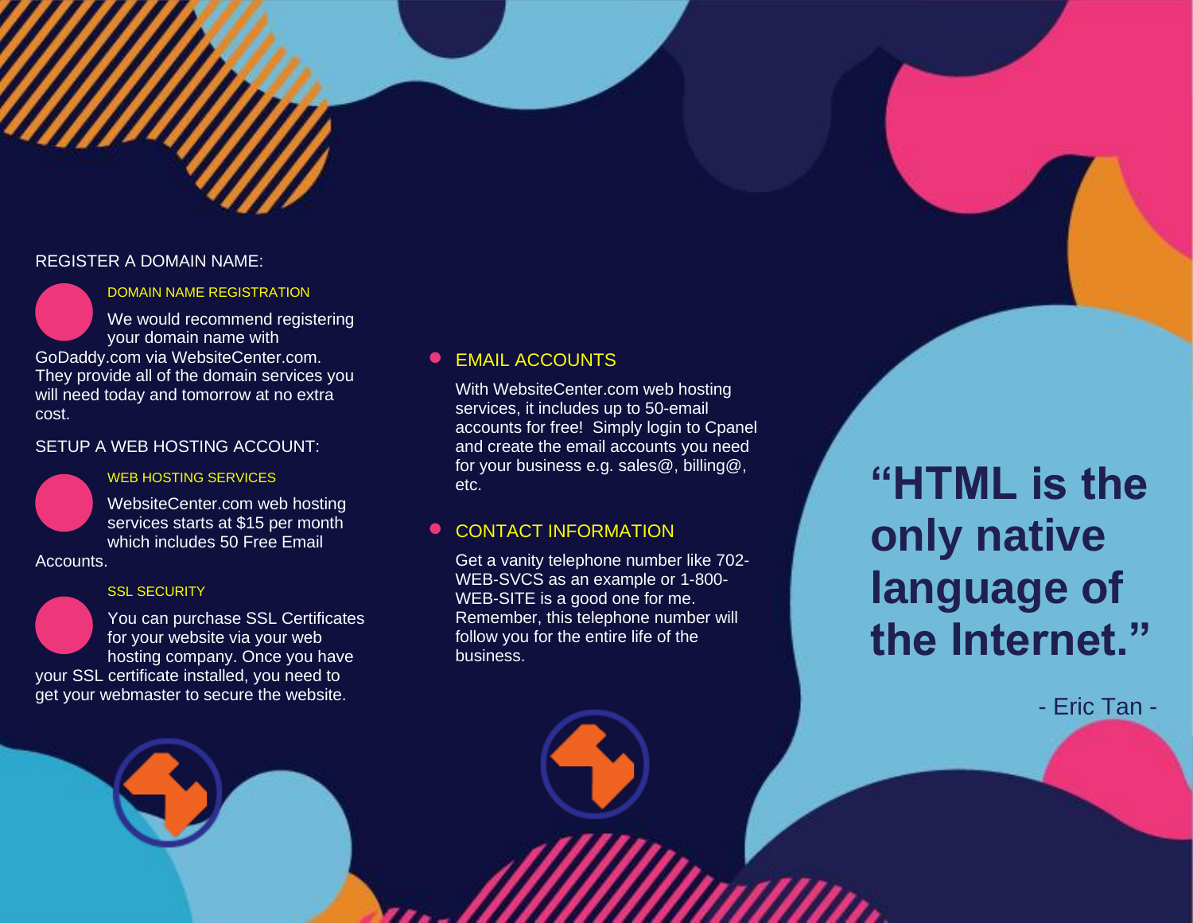## REGISTER A DOMAIN NAME:

### DOMAIN NAME REGISTRATION

We would recommend registering your domain name with GoDaddy.com via WebsiteCenter.com. They provide all of the domain services you will need today and tomorrow at no extra cost.

## SETUP A WEB HOSTING ACCOUNT:

### WEB HOSTING SERVICES

WebsiteCenter.com web hosting services starts at $15 per month which includes 50 Free Email Accounts.

### SSL SECURITY

You can purchase SSL Certificates for your website via your web hosting company. Once you have your SSL certificate installed, you need to get your webmaster to secure the website.

- ### EMAIL ACCOUNTS

  With WebsiteCenter.com web hosting services, it includes up to 50-email accounts for free! Simply login to Cpanel and create the email accounts you need for your business e.g. sales@, billing@, etc.

- ### CONTACT INFORMATION

  Get a vanity telephone number like 702-WEB-SVCS as an example or 1-800-WEB-SITE is a good one for me. Remember, this telephone number will follow you for the entire life of the business.

**“HTML is the only native language of the Internet.”**

- Eric Tan -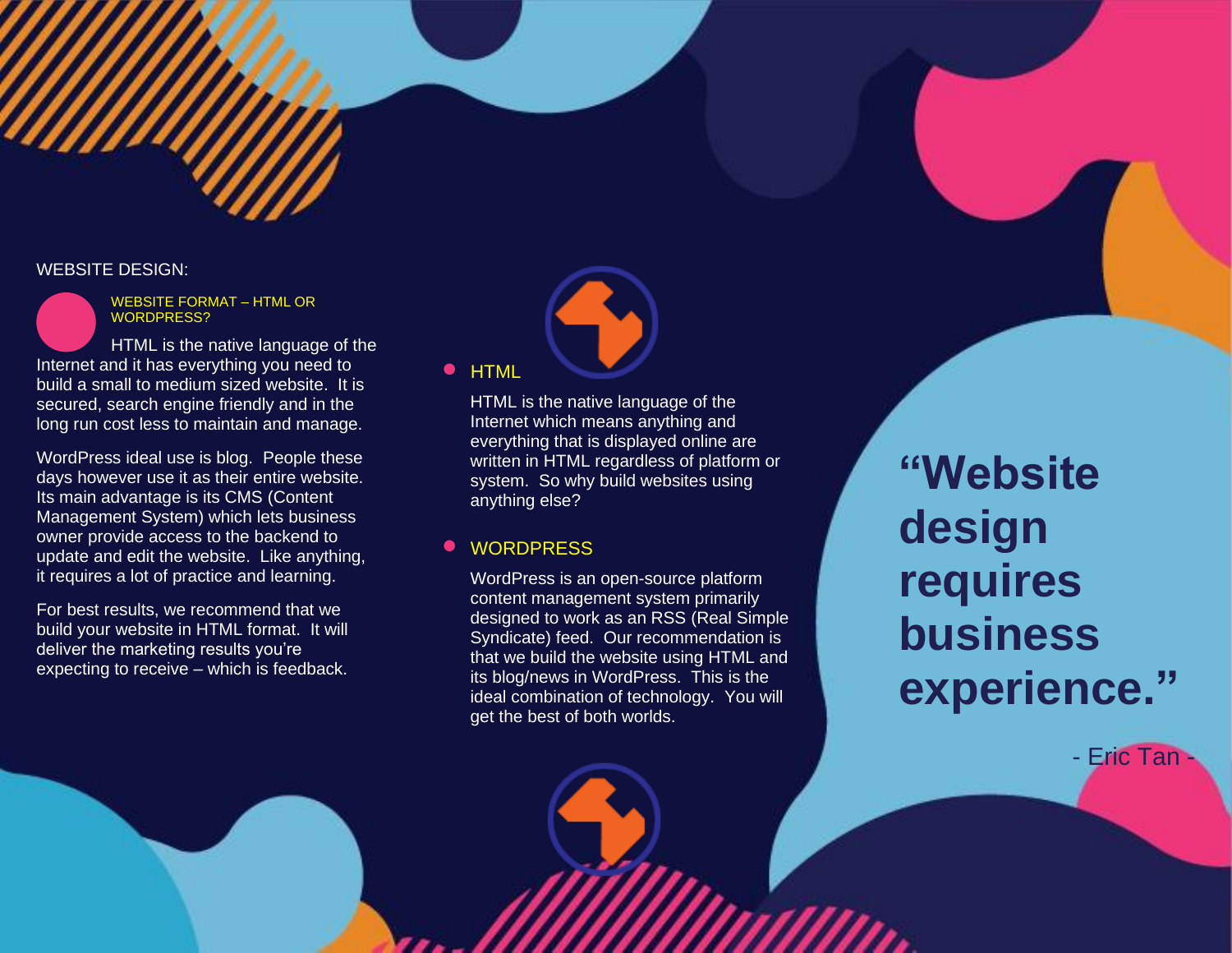## WEBSITE DESIGN:

### WEBSITE FORMAT – HTML OR WORDPRESS?

HTML is the native language of the Internet and it has everything you need to build a small to medium sized website. It is secured, search engine friendly and in the long run cost less to maintain and manage.

WordPress ideal use is blog. People these days however use it as their entire website. Its main advantage is its CMS (Content Management System) which lets business owner provide access to the backend to update and edit the website. Like anything, it requires a lot of practice and learning.

For best results, we recommend that we build your website in HTML format. It will deliver the marketing results you're expecting to receive – which is feedback.

- **HTML**

  HTML is the native language of the Internet which means anything and everything that is displayed online are written in HTML regardless of platform or system. So why build websites using anything else?

- **WORDPRESS**

  WordPress is an open-source platform content management system primarily designed to work as an RSS (Real Simple Syndicate) feed. Our recommendation is that we build the website using HTML and its blog/news in WordPress. This is the ideal combination of technology. You will get the best of both worlds.

> **"Website design requires business experience."**
>
> - Eric Tan -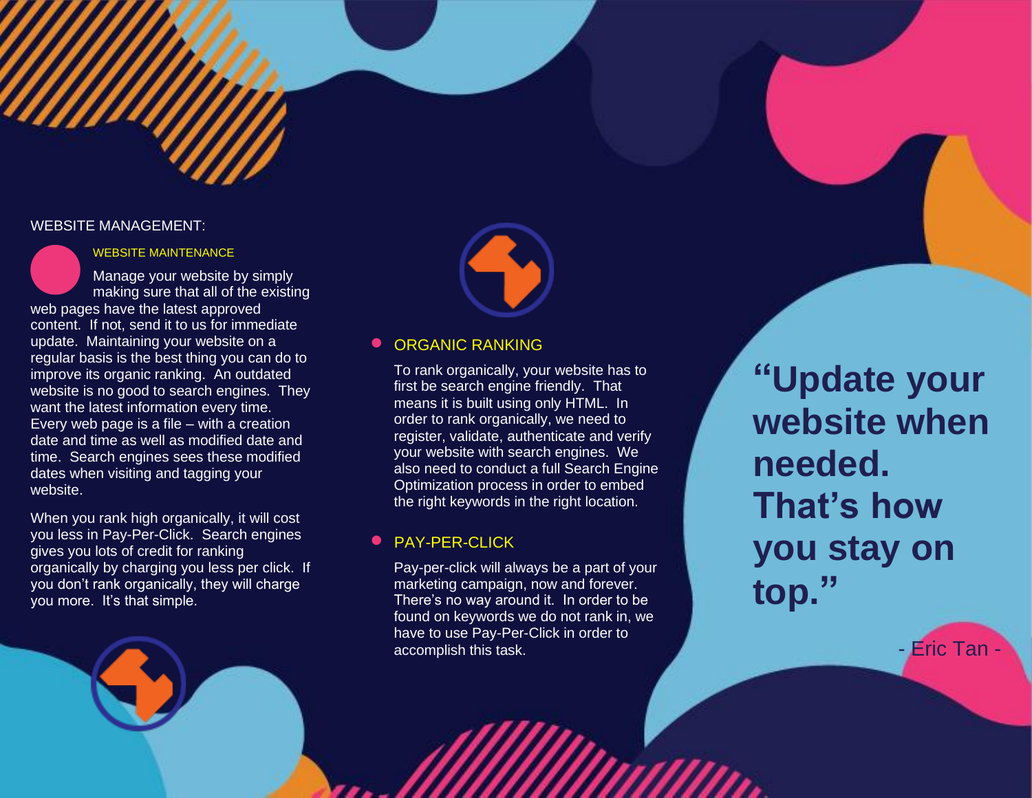## WEBSITE MANAGEMENT:

### WEBSITE MAINTENANCE

Manage your website by simply making sure that all of the existing web pages have the latest approved content. If not, send it to us for immediate update. Maintaining your website on a regular basis is the best thing you can do to improve its organic ranking. An outdated website is no good to search engines. They want the latest information every time. Every web page is a file – with a creation date and time as well as modified date and time. Search engines sees these modified dates when visiting and tagging your website.

When you rank high organically, it will cost you less in Pay-Per-Click. Search engines gives you lots of credit for ranking organically by charging you less per click. If you don't rank organically, they will charge you more. It's that simple.

### ORGANIC RANKING

To rank organically, your website has to first be search engine friendly. That means it is built using only HTML. In order to rank organically, we need to register, validate, authenticate and verify your website with search engines. We also need to conduct a full Search Engine Optimization process in order to embed the right keywords in the right location.

### PAY-PER-CLICK

Pay-per-click will always be a part of your marketing campaign, now and forever. There's no way around it. In order to be found on keywords we do not rank in, we have to use Pay-Per-Click in order to accomplish this task.

**"Update your website when needed. That's how you stay on top."**

- Eric Tan -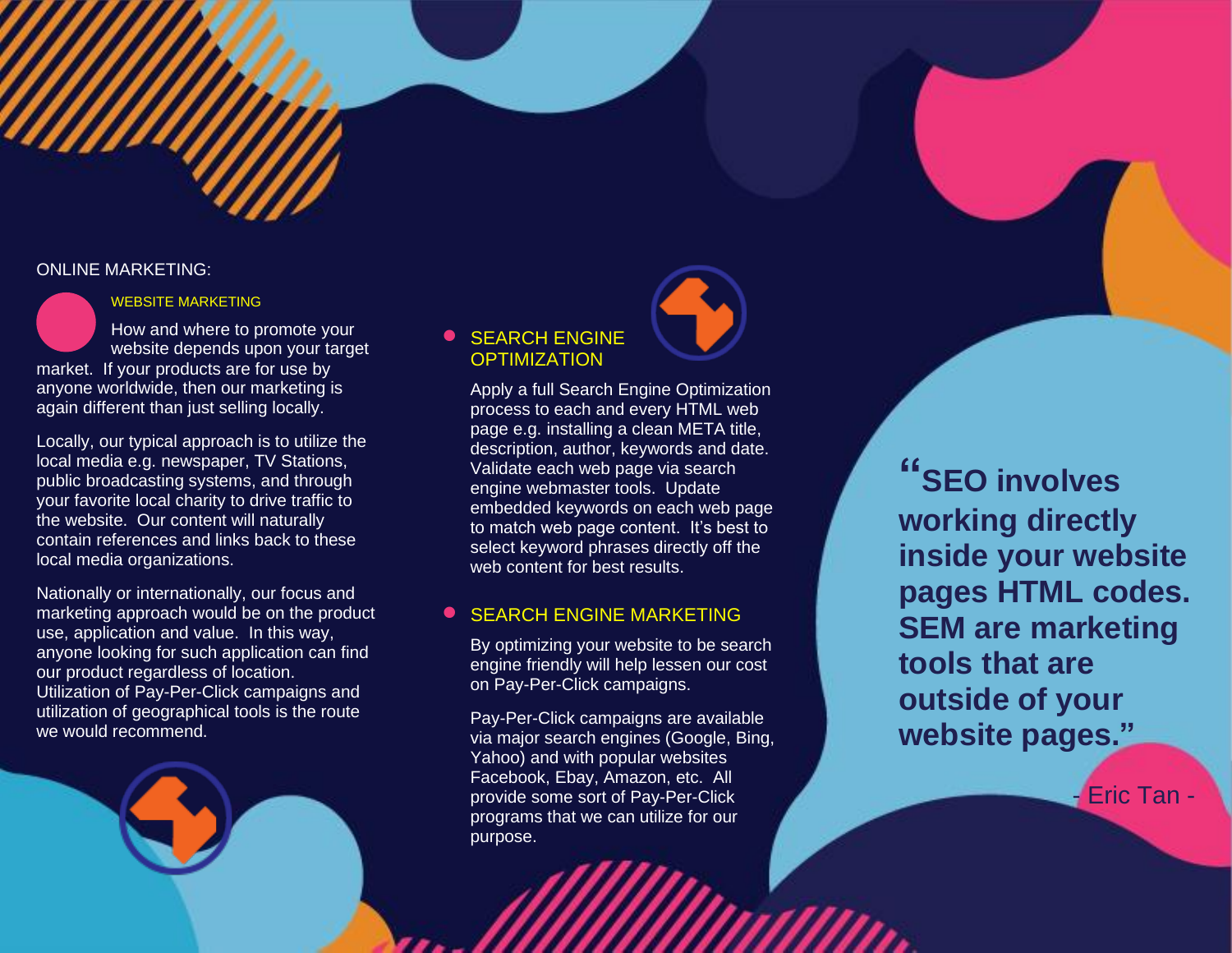## ONLINE MARKETING:

### WEBSITE MARKETING

How and where to promote your website depends upon your target market. If your products are for use by anyone worldwide, then our marketing is again different than just selling locally.

Locally, our typical approach is to utilize the local media e.g. newspaper, TV Stations, public broadcasting systems, and through your favorite local charity to drive traffic to the website. Our content will naturally contain references and links back to these local media organizations.

Nationally or internationally, our focus and marketing approach would be on the product use, application and value. In this way, anyone looking for such application can find our product regardless of location. Utilization of Pay-Per-Click campaigns and utilization of geographical tools is the route we would recommend.

- ### SEARCH ENGINE OPTIMIZATION

  Apply a full Search Engine Optimization process to each and every HTML web page e.g. installing a clean META title, description, author, keywords and date. Validate each web page via search engine webmaster tools. Update embedded keywords on each web page to match web page content. It's best to select keyword phrases directly off the web content for best results.

- ### SEARCH ENGINE MARKETING

  By optimizing your website to be search engine friendly will help lessen our cost on Pay-Per-Click campaigns.

  Pay-Per-Click campaigns are available via major search engines (Google, Bing, Yahoo) and with popular websites Facebook, Ebay, Amazon, etc. All provide some sort of Pay-Per-Click programs that we can utilize for our purpose.

> **"SEO involves working directly inside your website pages HTML codes. SEM are marketing tools that are outside of your website pages."**
>
> - Eric Tan -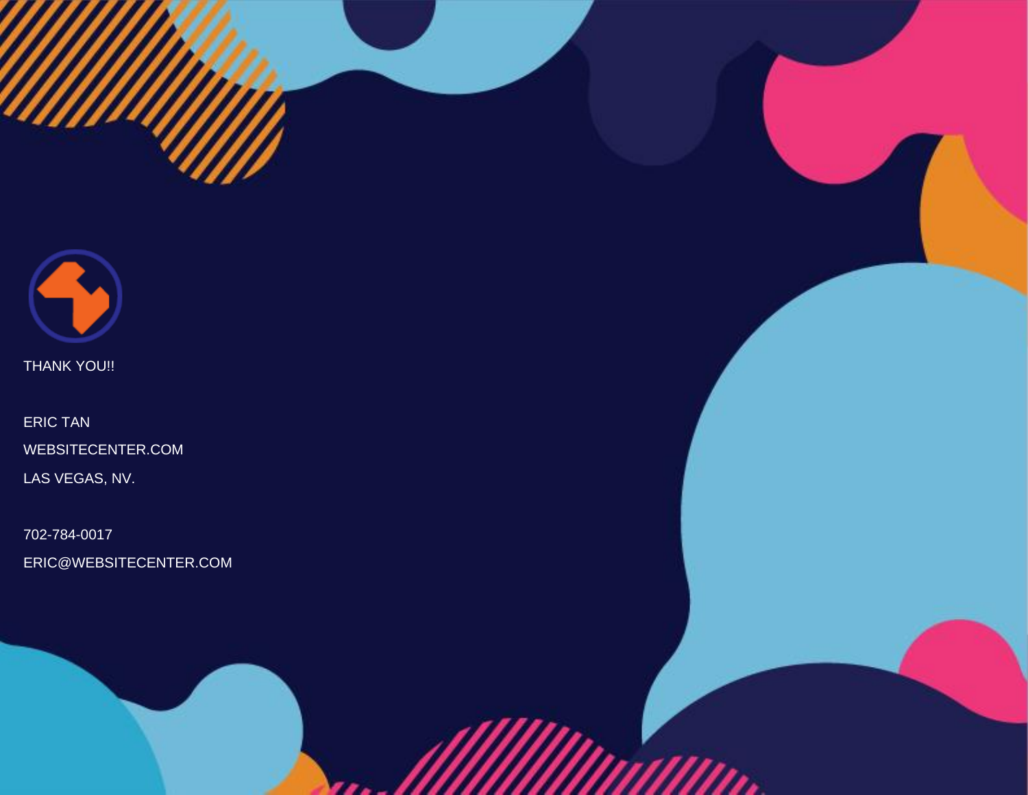THANK YOU!!

ERIC TAN

WEBSITECENTER.COM

LAS VEGAS, NV.

702-784-0017

ERIC@WEBSITECENTER.COM